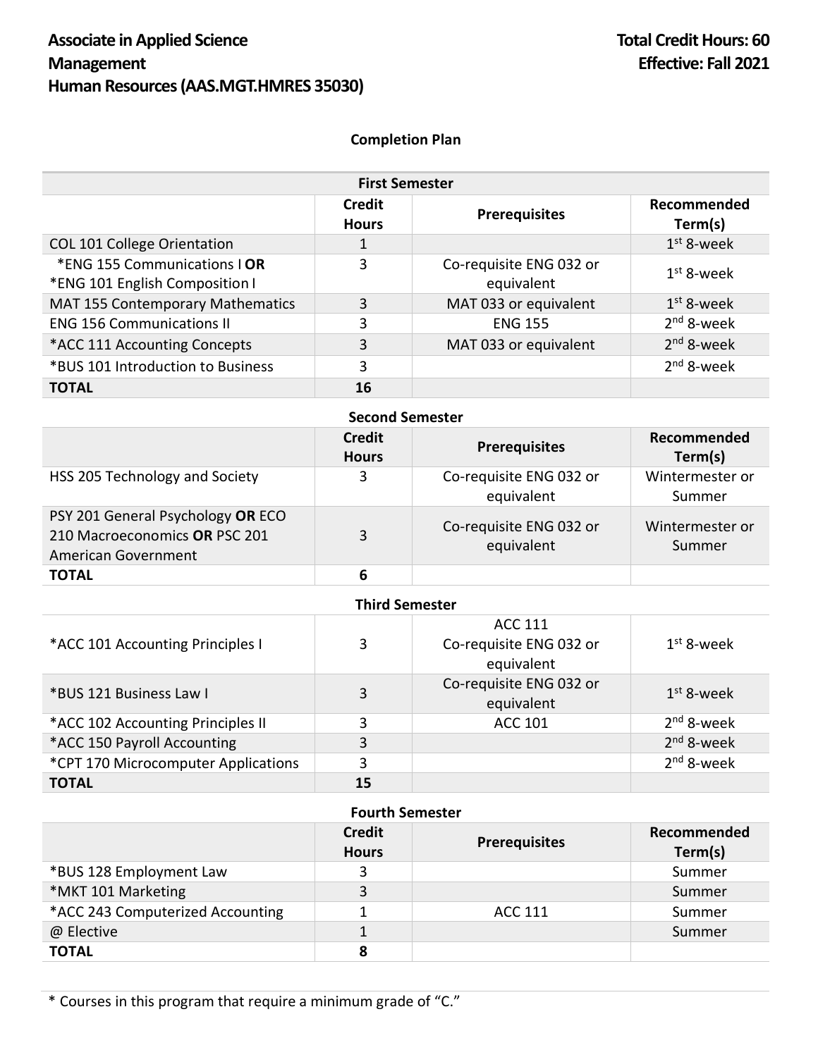**Associate in Applied Science**
**Management**
**Human Resources (AAS.MGT.HMRES 35030)**

**Total Credit Hours: 60**
**Effective: Fall 2021**

**Completion Plan**

| First Semester | | | |
|---|---|---|---|
| | **Credit Hours** | **Prerequisites** | **Recommended Term(s)** |
| COL 101 College Orientation | 1 | | 1st 8-week |
| *ENG 155 Communications I **OR** *ENG 101 English Composition I | 3 | Co-requisite ENG 032 or equivalent | 1st 8-week |
| MAT 155 Contemporary Mathematics | 3 | MAT 033 or equivalent | 1st 8-week |
| ENG 156 Communications II | 3 | ENG 155 | 2nd 8-week |
| *ACC 111 Accounting Concepts | 3 | MAT 033 or equivalent | 2nd 8-week |
| *BUS 101 Introduction to Business | 3 | | 2nd 8-week |
| **TOTAL** | **16** | | |

| Second Semester | | | |
|---|---|---|---|
| | **Credit Hours** | **Prerequisites** | **Recommended Term(s)** |
| HSS 205 Technology and Society | 3 | Co-requisite ENG 032 or equivalent | Wintermester or Summer |
| PSY 201 General Psychology **OR** ECO 210 Macroeconomics **OR** PSC 201 American Government | 3 | Co-requisite ENG 032 or equivalent | Wintermester or Summer |
| **TOTAL** | **6** | | |

| Third Semester | | | |
|---|---|---|---|
| *ACC 101 Accounting Principles I | 3 | ACC 111 Co-requisite ENG 032 or equivalent | 1st 8-week |
| *BUS 121 Business Law I | 3 | Co-requisite ENG 032 or equivalent | 1st 8-week |
| *ACC 102 Accounting Principles II | 3 | ACC 101 | 2nd 8-week |
| *ACC 150 Payroll Accounting | 3 | | 2nd 8-week |
| *CPT 170 Microcomputer Applications | 3 | | 2nd 8-week |
| **TOTAL** | **15** | | |

| Fourth Semester | | | |
|---|---|---|---|
| | **Credit Hours** | **Prerequisites** | **Recommended Term(s)** |
| *BUS 128 Employment Law | 3 | | Summer |
| *MKT 101 Marketing | 3 | | Summer |
| *ACC 243 Computerized Accounting | 1 | ACC 111 | Summer |
| @ Elective | 1 | | Summer |
| **TOTAL** | **8** | | |

* Courses in this program that require a minimum grade of "C."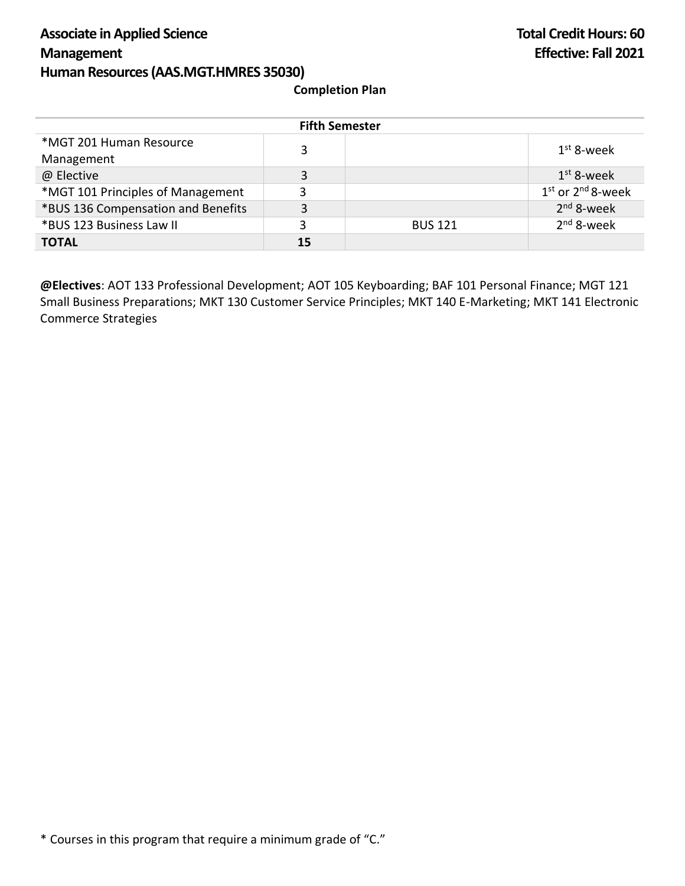**Associate in Applied Science**
**Management**
**Human Resources (AAS.MGT.HMRES 35030)**

**Total Credit Hours: 60**
**Effective: Fall 2021**

**Completion Plan**

| Fifth Semester | | | |
|---|---|---|---|
| *MGT 201 Human Resource Management | 3 | | 1st 8-week |
| @ Elective | 3 | | 1st 8-week |
| *MGT 101 Principles of Management | 3 | | 1st or 2nd 8-week |
| *BUS 136 Compensation and Benefits | 3 | | 2nd 8-week |
| *BUS 123 Business Law II | 3 | BUS 121 | 2nd 8-week |
| **TOTAL** | **15** | | |

**@Electives**: AOT 133 Professional Development; AOT 105 Keyboarding; BAF 101 Personal Finance; MGT 121 Small Business Preparations; MKT 130 Customer Service Principles; MKT 140 E-Marketing; MKT 141 Electronic Commerce Strategies

* Courses in this program that require a minimum grade of "C."